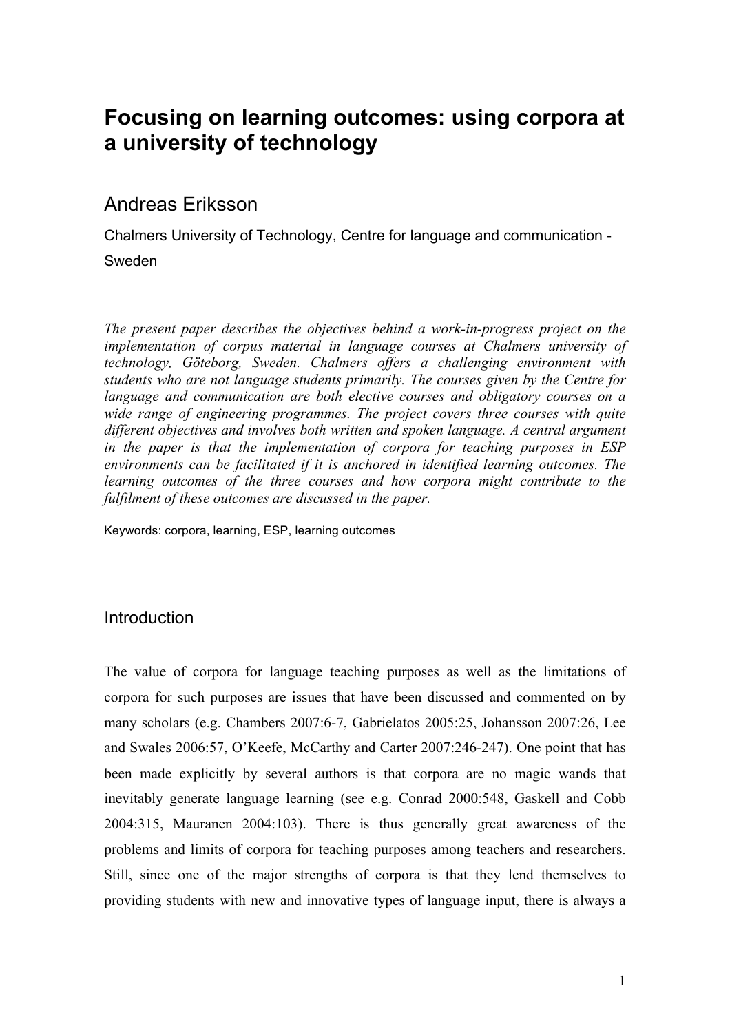# Focusing on learning outcomes: using corpora at a university of technology

## Andreas Eriksson

Chalmers University of Technology, Centre for language and communication - Sweden

*The present paper describes the objectives behind a work-in-progress project on the implementation of corpus material in language courses at Chalmers university of technology, Göteborg, Sweden. Chalmers offers a challenging environment with students who are not language students primarily. The courses given by the Centre for language and communication are both elective courses and obligatory courses on a wide range of engineering programmes. The project covers three courses with quite different objectives and involves both written and spoken language. A central argument in the paper is that the implementation of corpora for teaching purposes in ESP environments can be facilitated if it is anchored in identified learning outcomes. The learning outcomes of the three courses and how corpora might contribute to the fulfilment of these outcomes are discussed in the paper.*

Keywords: corpora, learning, ESP, learning outcomes

## Introduction

The value of corpora for language teaching purposes as well as the limitations of corpora for such purposes are issues that have been discussed and commented on by many scholars (e.g. Chambers 2007:6-7, Gabrielatos 2005:25, Johansson 2007:26, Lee and Swales 2006:57, O'Keefe, McCarthy and Carter 2007:246-247). One point that has been made explicitly by several authors is that corpora are no magic wands that inevitably generate language learning (see e.g. Conrad 2000:548, Gaskell and Cobb 2004:315, Mauranen 2004:103). There is thus generally great awareness of the problems and limits of corpora for teaching purposes among teachers and researchers. Still, since one of the major strengths of corpora is that they lend themselves to providing students with new and innovative types of language input, there is always a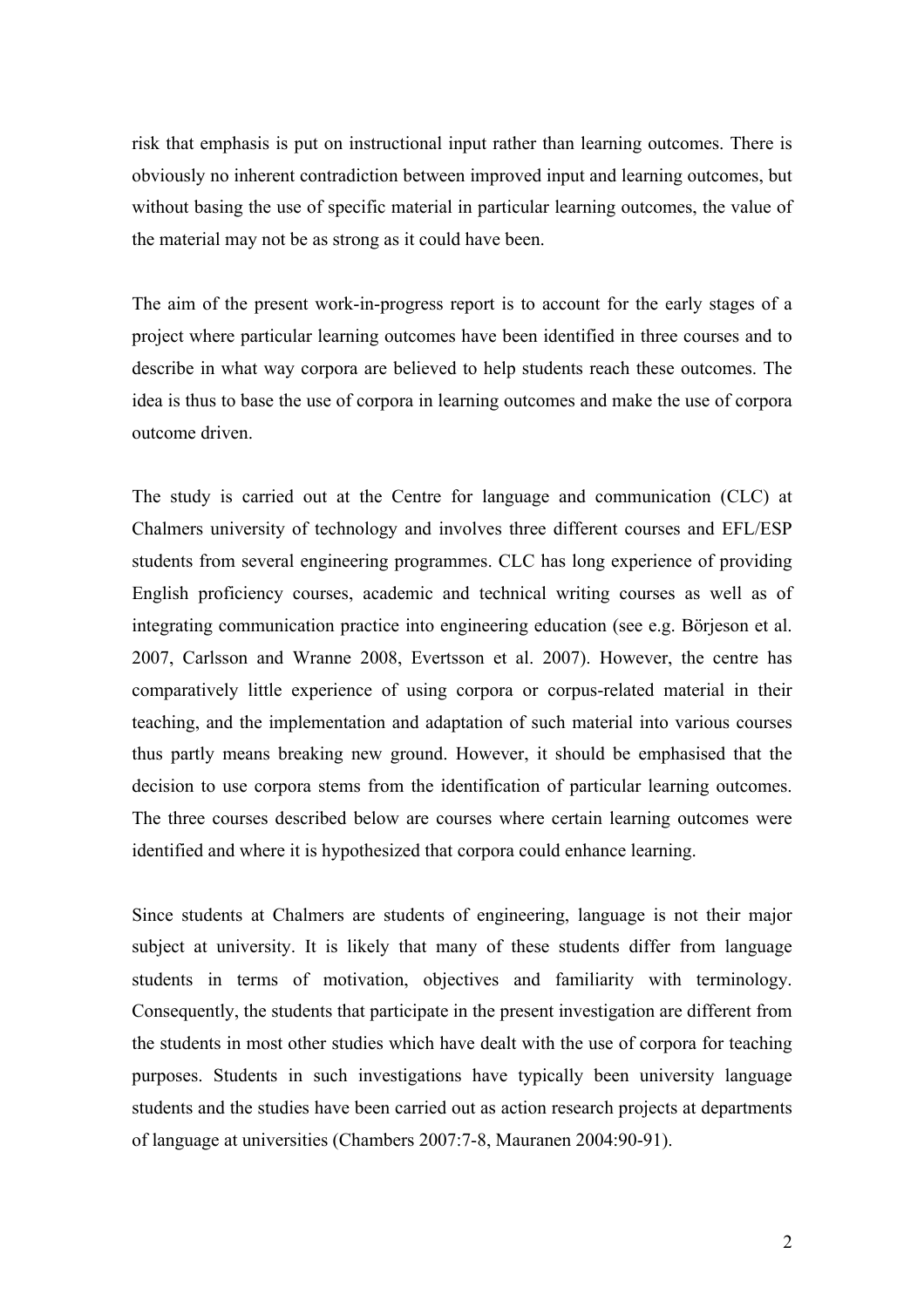risk that emphasis is put on instructional input rather than learning outcomes. There is obviously no inherent contradiction between improved input and learning outcomes, but without basing the use of specific material in particular learning outcomes, the value of the material may not be as strong as it could have been.

The aim of the present work-in-progress report is to account for the early stages of a project where particular learning outcomes have been identified in three courses and to describe in what way corpora are believed to help students reach these outcomes. The idea is thus to base the use of corpora in learning outcomes and make the use of corpora outcome driven.

The study is carried out at the Centre for language and communication (CLC) at Chalmers university of technology and involves three different courses and EFL/ESP students from several engineering programmes. CLC has long experience of providing English proficiency courses, academic and technical writing courses as well as of integrating communication practice into engineering education (see e.g. Börjeson et al. 2007, Carlsson and Wranne 2008, Evertsson et al. 2007). However, the centre has comparatively little experience of using corpora or corpus-related material in their teaching, and the implementation and adaptation of such material into various courses thus partly means breaking new ground. However, it should be emphasised that the decision to use corpora stems from the identification of particular learning outcomes. The three courses described below are courses where certain learning outcomes were identified and where it is hypothesized that corpora could enhance learning.

Since students at Chalmers are students of engineering, language is not their major subject at university. It is likely that many of these students differ from language students in terms of motivation, objectives and familiarity with terminology. Consequently, the students that participate in the present investigation are different from the students in most other studies which have dealt with the use of corpora for teaching purposes. Students in such investigations have typically been university language students and the studies have been carried out as action research projects at departments of language at universities (Chambers 2007:7-8, Mauranen 2004:90-91).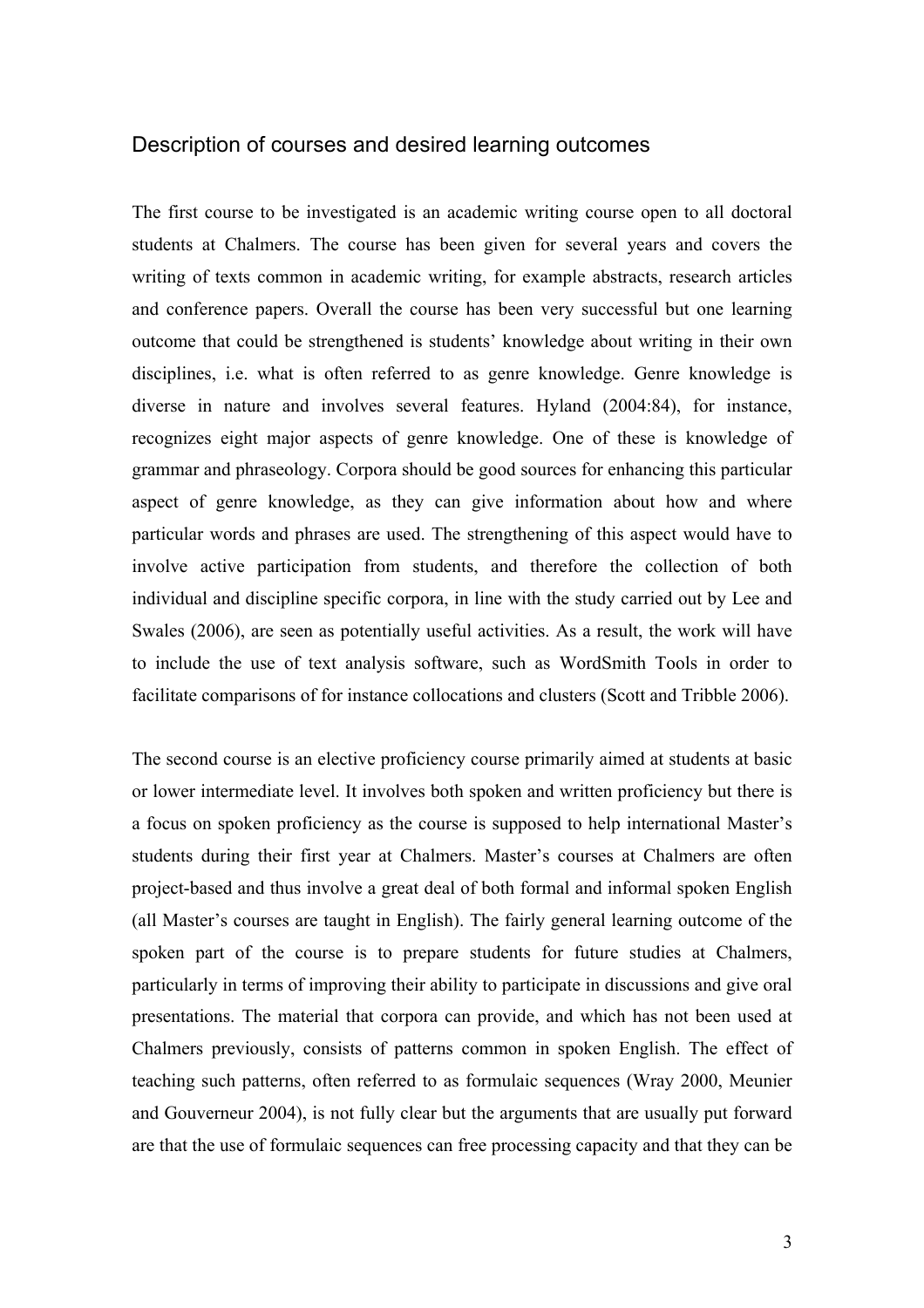## Description of courses and desired learning outcomes

The first course to be investigated is an academic writing course open to all doctoral students at Chalmers. The course has been given for several years and covers the writing of texts common in academic writing, for example abstracts, research articles and conference papers. Overall the course has been very successful but one learning outcome that could be strengthened is students' knowledge about writing in their own disciplines, i.e. what is often referred to as genre knowledge. Genre knowledge is diverse in nature and involves several features. Hyland (2004:84), for instance, recognizes eight major aspects of genre knowledge. One of these is knowledge of grammar and phraseology. Corpora should be good sources for enhancing this particular aspect of genre knowledge, as they can give information about how and where particular words and phrases are used. The strengthening of this aspect would have to involve active participation from students, and therefore the collection of both individual and discipline specific corpora, in line with the study carried out by Lee and Swales (2006), are seen as potentially useful activities. As a result, the work will have to include the use of text analysis software, such as WordSmith Tools in order to facilitate comparisons of for instance collocations and clusters (Scott and Tribble 2006).

The second course is an elective proficiency course primarily aimed at students at basic or lower intermediate level. It involves both spoken and written proficiency but there is a focus on spoken proficiency as the course is supposed to help international Master's students during their first year at Chalmers. Master's courses at Chalmers are often project-based and thus involve a great deal of both formal and informal spoken English (all Master's courses are taught in English). The fairly general learning outcome of the spoken part of the course is to prepare students for future studies at Chalmers, particularly in terms of improving their ability to participate in discussions and give oral presentations. The material that corpora can provide, and which has not been used at Chalmers previously, consists of patterns common in spoken English. The effect of teaching such patterns, often referred to as formulaic sequences (Wray 2000, Meunier and Gouverneur 2004), is not fully clear but the arguments that are usually put forward are that the use of formulaic sequences can free processing capacity and that they can be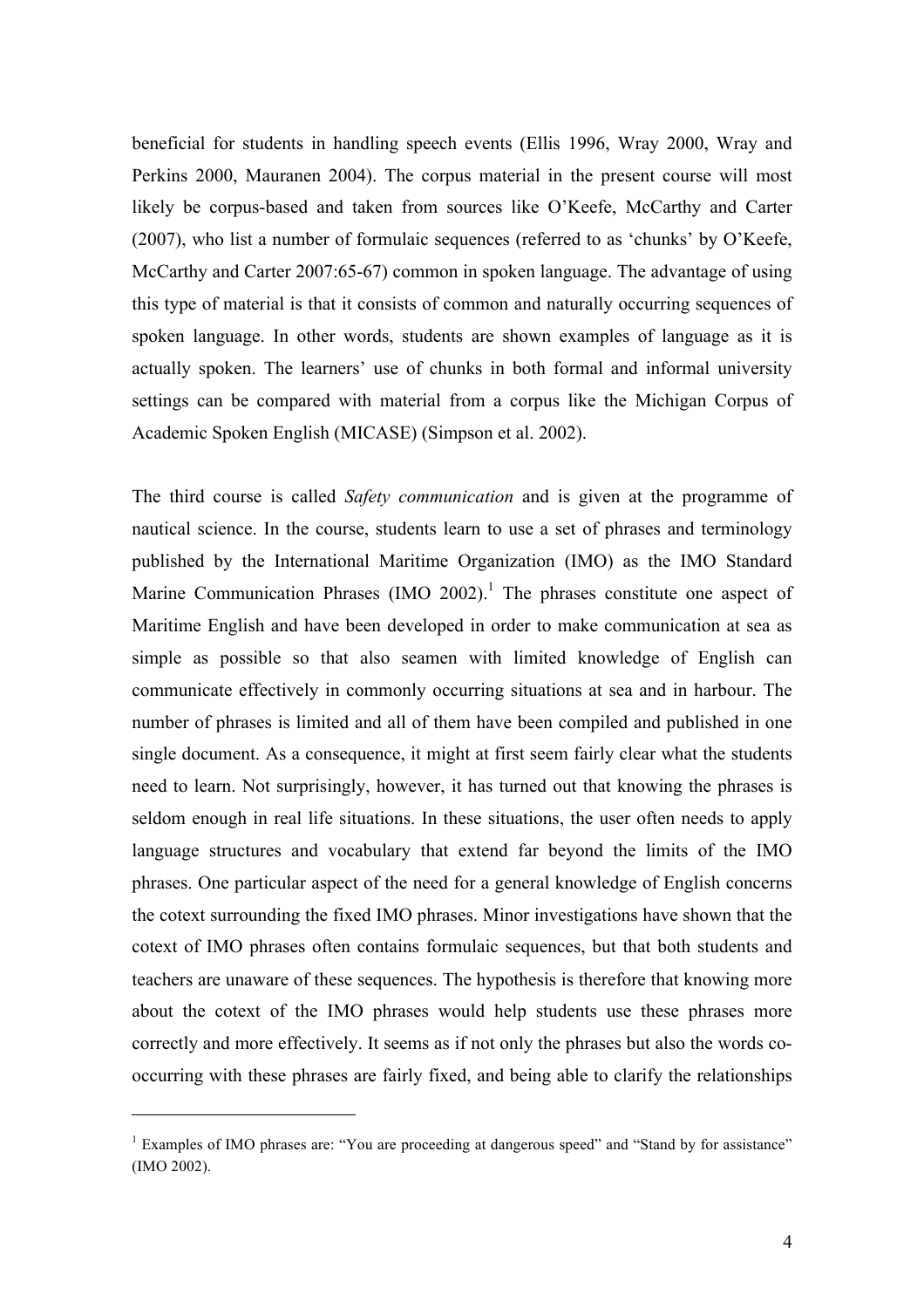beneficial for students in handling speech events (Ellis 1996, Wray 2000, Wray and Perkins 2000, Mauranen 2004). The corpus material in the present course will most likely be corpus-based and taken from sources like O'Keefe, McCarthy and Carter (2007), who list a number of formulaic sequences (referred to as 'chunks' by O'Keefe, McCarthy and Carter 2007:65-67) common in spoken language. The advantage of using this type of material is that it consists of common and naturally occurring sequences of spoken language. In other words, students are shown examples of language as it is actually spoken. The learners' use of chunks in both formal and informal university settings can be compared with material from a corpus like the Michigan Corpus of Academic Spoken English (MICASE) (Simpson et al. 2002).

The third course is called *Safety communication* and is given at the programme of nautical science. In the course, students learn to use a set of phrases and terminology published by the International Maritime Organization (IMO) as the IMO Standard Marine Communication Phrases (IMO 2002).[1] The phrases constitute one aspect of Maritime English and have been developed in order to make communication at sea as simple as possible so that also seamen with limited knowledge of English can communicate effectively in commonly occurring situations at sea and in harbour. The number of phrases is limited and all of them have been compiled and published in one single document. As a consequence, it might at first seem fairly clear what the students need to learn. Not surprisingly, however, it has turned out that knowing the phrases is seldom enough in real life situations. In these situations, the user often needs to apply language structures and vocabulary that extend far beyond the limits of the IMO phrases. One particular aspect of the need for a general knowledge of English concerns the cotext surrounding the fixed IMO phrases. Minor investigations have shown that the cotext of IMO phrases often contains formulaic sequences, but that both students and teachers are unaware of these sequences. The hypothesis is therefore that knowing more about the cotext of the IMO phrases would help students use these phrases more correctly and more effectively. It seems as if not only the phrases but also the words co-occurring with these phrases are fairly fixed, and being able to clarify the relationships

---

[1] Examples of IMO phrases are: "You are proceeding at dangerous speed" and "Stand by for assistance" (IMO 2002).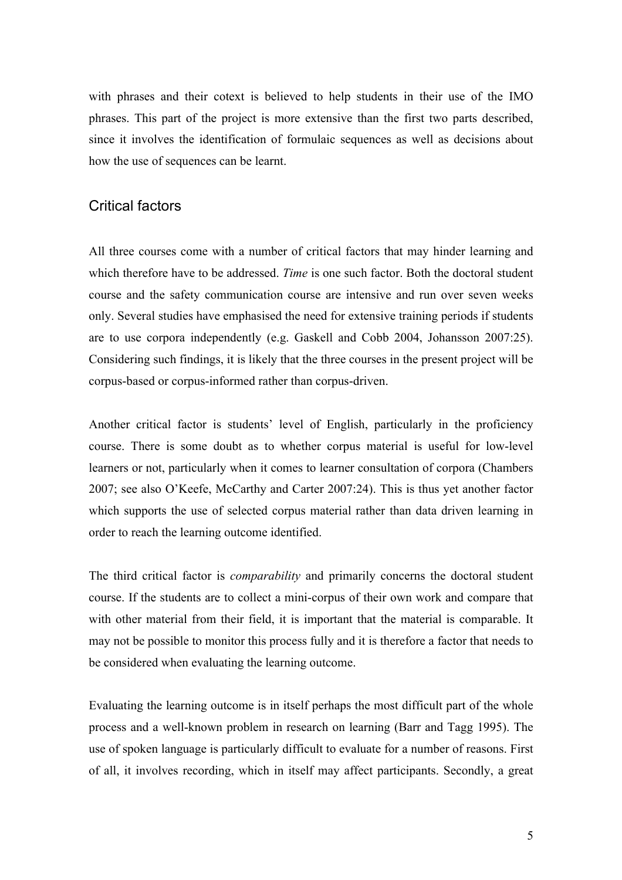with phrases and their cotext is believed to help students in their use of the IMO phrases. This part of the project is more extensive than the first two parts described, since it involves the identification of formulaic sequences as well as decisions about how the use of sequences can be learnt.

## Critical factors

All three courses come with a number of critical factors that may hinder learning and which therefore have to be addressed. *Time* is one such factor. Both the doctoral student course and the safety communication course are intensive and run over seven weeks only. Several studies have emphasised the need for extensive training periods if students are to use corpora independently (e.g. Gaskell and Cobb 2004, Johansson 2007:25). Considering such findings, it is likely that the three courses in the present project will be corpus-based or corpus-informed rather than corpus-driven.

Another critical factor is students' level of English, particularly in the proficiency course. There is some doubt as to whether corpus material is useful for low-level learners or not, particularly when it comes to learner consultation of corpora (Chambers 2007; see also O'Keefe, McCarthy and Carter 2007:24). This is thus yet another factor which supports the use of selected corpus material rather than data driven learning in order to reach the learning outcome identified.

The third critical factor is *comparability* and primarily concerns the doctoral student course. If the students are to collect a mini-corpus of their own work and compare that with other material from their field, it is important that the material is comparable. It may not be possible to monitor this process fully and it is therefore a factor that needs to be considered when evaluating the learning outcome.

Evaluating the learning outcome is in itself perhaps the most difficult part of the whole process and a well-known problem in research on learning (Barr and Tagg 1995). The use of spoken language is particularly difficult to evaluate for a number of reasons. First of all, it involves recording, which in itself may affect participants. Secondly, a great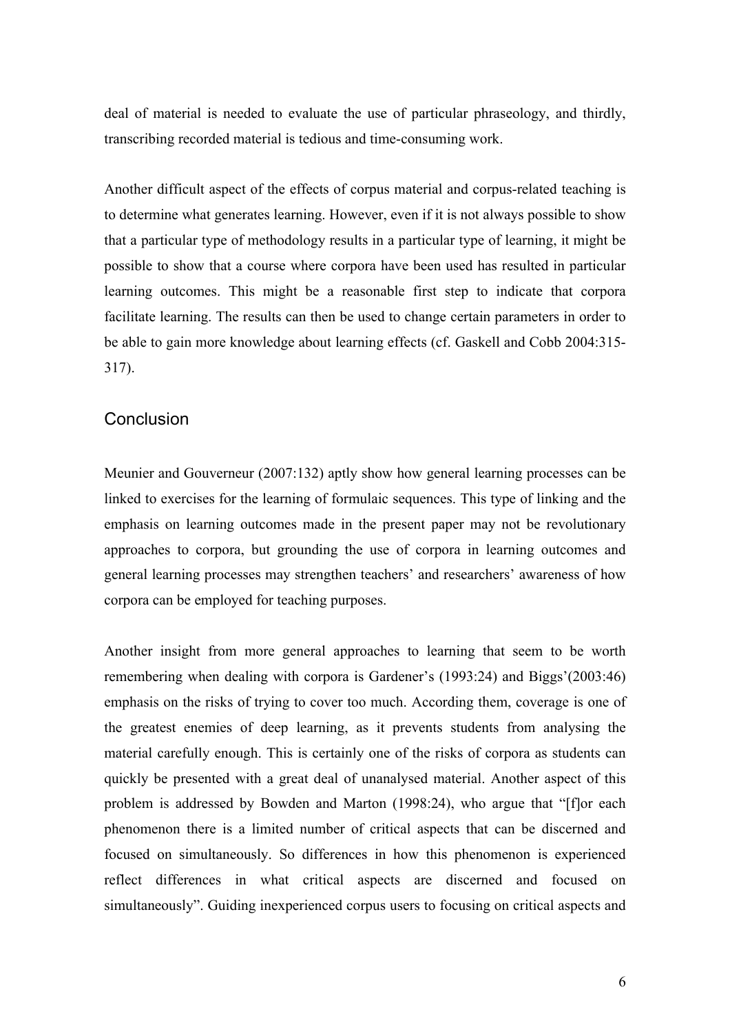deal of material is needed to evaluate the use of particular phraseology, and thirdly, transcribing recorded material is tedious and time-consuming work.

Another difficult aspect of the effects of corpus material and corpus-related teaching is to determine what generates learning. However, even if it is not always possible to show that a particular type of methodology results in a particular type of learning, it might be possible to show that a course where corpora have been used has resulted in particular learning outcomes. This might be a reasonable first step to indicate that corpora facilitate learning. The results can then be used to change certain parameters in order to be able to gain more knowledge about learning effects (cf. Gaskell and Cobb 2004:315-317).

## Conclusion

Meunier and Gouverneur (2007:132) aptly show how general learning processes can be linked to exercises for the learning of formulaic sequences. This type of linking and the emphasis on learning outcomes made in the present paper may not be revolutionary approaches to corpora, but grounding the use of corpora in learning outcomes and general learning processes may strengthen teachers' and researchers' awareness of how corpora can be employed for teaching purposes.

Another insight from more general approaches to learning that seem to be worth remembering when dealing with corpora is Gardener's (1993:24) and Biggs'(2003:46) emphasis on the risks of trying to cover too much. According them, coverage is one of the greatest enemies of deep learning, as it prevents students from analysing the material carefully enough. This is certainly one of the risks of corpora as students can quickly be presented with a great deal of unanalysed material. Another aspect of this problem is addressed by Bowden and Marton (1998:24), who argue that "[f]or each phenomenon there is a limited number of critical aspects that can be discerned and focused on simultaneously. So differences in how this phenomenon is experienced reflect differences in what critical aspects are discerned and focused on simultaneously". Guiding inexperienced corpus users to focusing on critical aspects and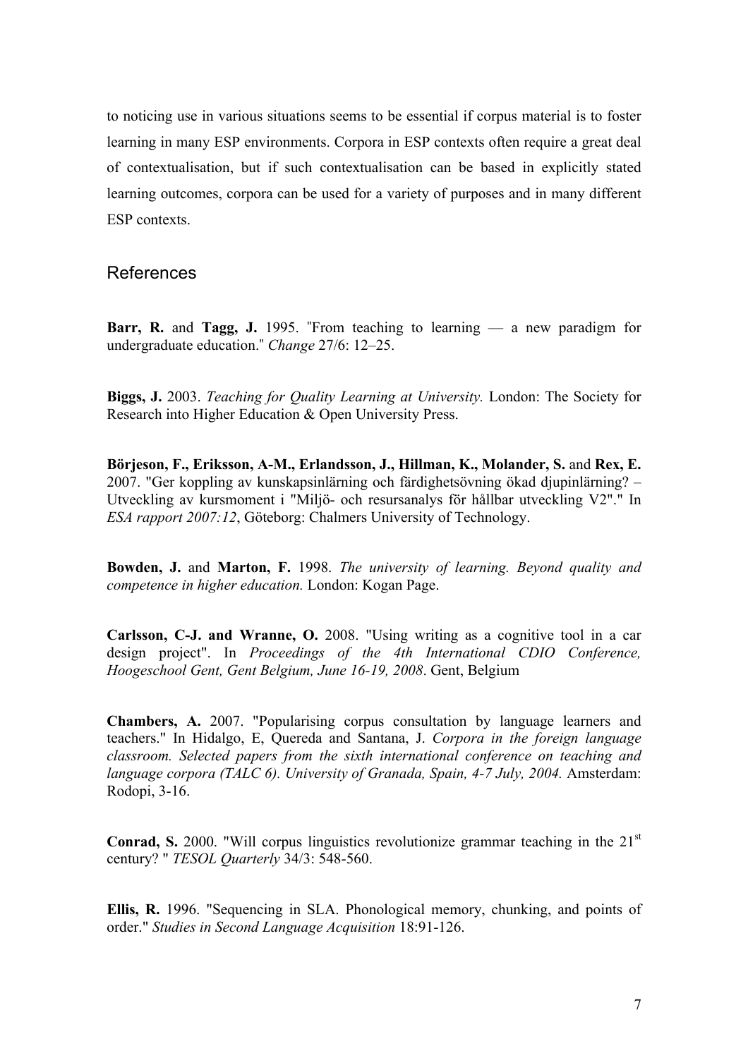to noticing use in various situations seems to be essential if corpus material is to foster learning in many ESP environments. Corpora in ESP contexts often require a great deal of contextualisation, but if such contextualisation can be based in explicitly stated learning outcomes, corpora can be used for a variety of purposes and in many different ESP contexts.

## References

**Barr, R.** and **Tagg, J.** 1995. "From teaching to learning — a new paradigm for undergraduate education." *Change* 27/6: 12–25.

**Biggs, J.** 2003. *Teaching for Quality Learning at University.* London: The Society for Research into Higher Education & Open University Press.

**Börjeson, F., Eriksson, A-M., Erlandsson, J., Hillman, K., Molander, S.** and **Rex, E.** 2007. "Ger koppling av kunskapsinlärning och färdighetsövning ökad djupinlärning? – Utveckling av kursmoment i "Miljö- och resursanalys för hållbar utveckling V2"." In *ESA rapport 2007:12*, Göteborg: Chalmers University of Technology.

**Bowden, J.** and **Marton, F.** 1998. *The university of learning. Beyond quality and competence in higher education.* London: Kogan Page.

**Carlsson, C-J. and Wranne, O.** 2008. "Using writing as a cognitive tool in a car design project". In *Proceedings of the 4th International CDIO Conference, Hoogeschool Gent, Gent Belgium, June 16-19, 2008*. Gent, Belgium

**Chambers, A.** 2007. "Popularising corpus consultation by language learners and teachers." In Hidalgo, E, Quereda and Santana, J. *Corpora in the foreign language classroom. Selected papers from the sixth international conference on teaching and language corpora (TALC 6). University of Granada, Spain, 4-7 July, 2004.* Amsterdam: Rodopi, 3-16.

**Conrad, S.** 2000. "Will corpus linguistics revolutionize grammar teaching in the 21st century? " *TESOL Quarterly* 34/3: 548-560.

**Ellis, R.** 1996. "Sequencing in SLA. Phonological memory, chunking, and points of order." *Studies in Second Language Acquisition* 18:91-126.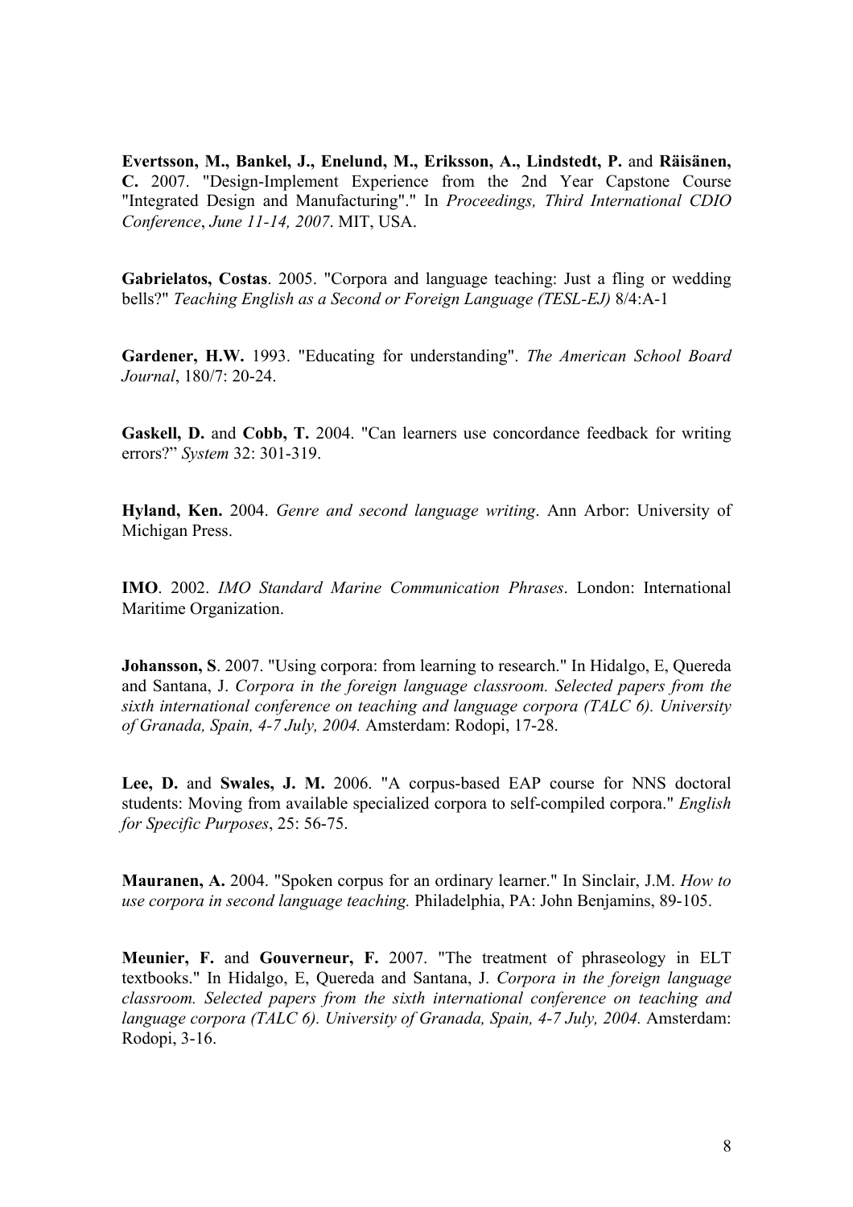**Evertsson, M., Bankel, J., Enelund, M., Eriksson, A., Lindstedt, P.** and **Räisänen, C.** 2007. "Design-Implement Experience from the 2nd Year Capstone Course "Integrated Design and Manufacturing"." In *Proceedings, Third International CDIO Conference*, *June 11-14, 2007*. MIT, USA.

**Gabrielatos, Costas**. 2005. "Corpora and language teaching: Just a fling or wedding bells?" *Teaching English as a Second or Foreign Language (TESL-EJ)* 8/4:A-1

**Gardener, H.W.** 1993. "Educating for understanding". *The American School Board Journal*, 180/7: 20-24.

**Gaskell, D.** and **Cobb, T.** 2004. "Can learners use concordance feedback for writing errors?" *System* 32: 301-319.

**Hyland, Ken.** 2004. *Genre and second language writing*. Ann Arbor: University of Michigan Press.

**IMO**. 2002. *IMO Standard Marine Communication Phrases*. London: International Maritime Organization.

**Johansson, S**. 2007. "Using corpora: from learning to research." In Hidalgo, E, Quereda and Santana, J. *Corpora in the foreign language classroom. Selected papers from the sixth international conference on teaching and language corpora (TALC 6). University of Granada, Spain, 4-7 July, 2004.* Amsterdam: Rodopi, 17-28.

**Lee, D.** and **Swales, J. M.** 2006. "A corpus-based EAP course for NNS doctoral students: Moving from available specialized corpora to self-compiled corpora." *English for Specific Purposes*, 25: 56-75.

**Mauranen, A.** 2004. "Spoken corpus for an ordinary learner." In Sinclair, J.M. *How to use corpora in second language teaching.* Philadelphia, PA: John Benjamins, 89-105.

**Meunier, F.** and **Gouverneur, F.** 2007. "The treatment of phraseology in ELT textbooks." In Hidalgo, E, Quereda and Santana, J. *Corpora in the foreign language classroom. Selected papers from the sixth international conference on teaching and language corpora (TALC 6). University of Granada, Spain, 4-7 July, 2004.* Amsterdam: Rodopi, 3-16.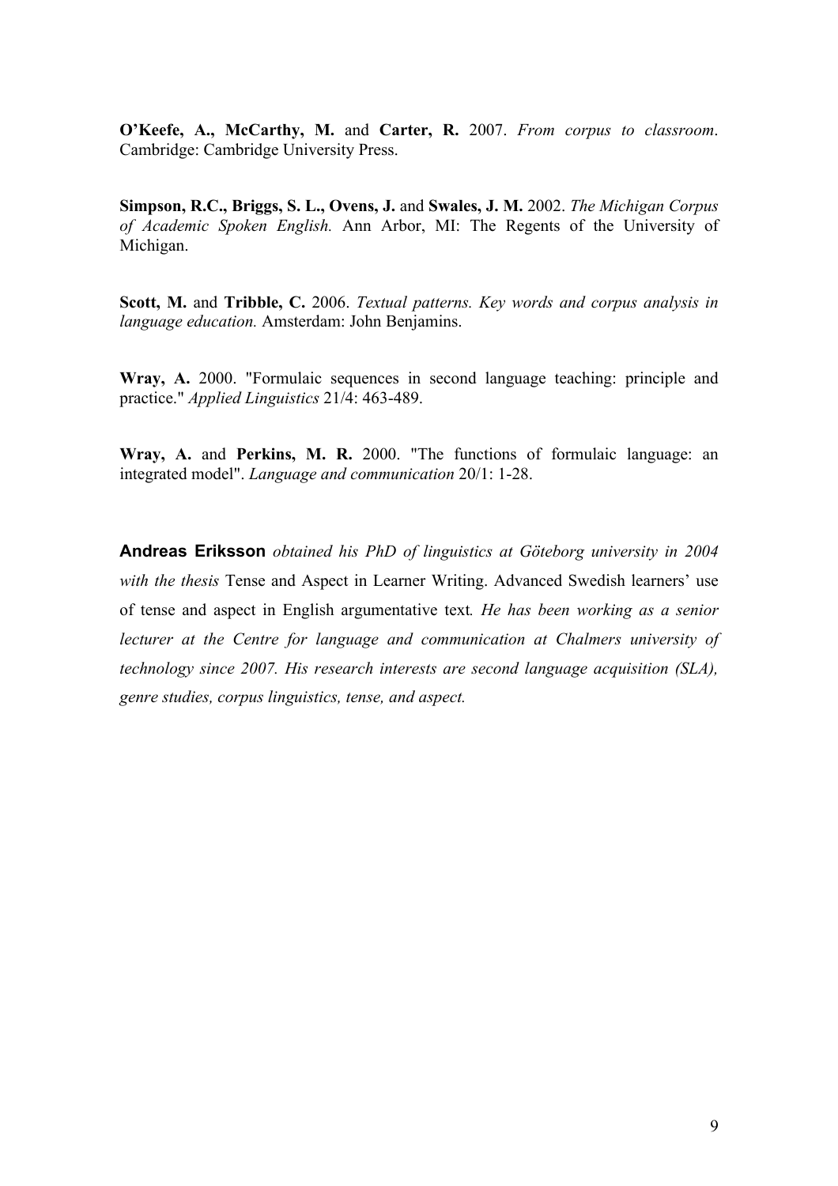**O'Keefe, A., McCarthy, M.** and **Carter, R.** 2007. *From corpus to classroom*. Cambridge: Cambridge University Press.

**Simpson, R.C., Briggs, S. L., Ovens, J.** and **Swales, J. M.** 2002. *The Michigan Corpus of Academic Spoken English.* Ann Arbor, MI: The Regents of the University of Michigan.

**Scott, M.** and **Tribble, C.** 2006. *Textual patterns. Key words and corpus analysis in language education.* Amsterdam: John Benjamins.

**Wray, A.** 2000. "Formulaic sequences in second language teaching: principle and practice." *Applied Linguistics* 21/4: 463-489.

**Wray, A.** and **Perkins, M. R.** 2000. "The functions of formulaic language: an integrated model". *Language and communication* 20/1: 1-28.

**Andreas Eriksson** *obtained his PhD of linguistics at Göteborg university in 2004 with the thesis* Tense and Aspect in Learner Writing. Advanced Swedish learners' use of tense and aspect in English argumentative text*. He has been working as a senior lecturer at the Centre for language and communication at Chalmers university of technology since 2007. His research interests are second language acquisition (SLA), genre studies, corpus linguistics, tense, and aspect.*